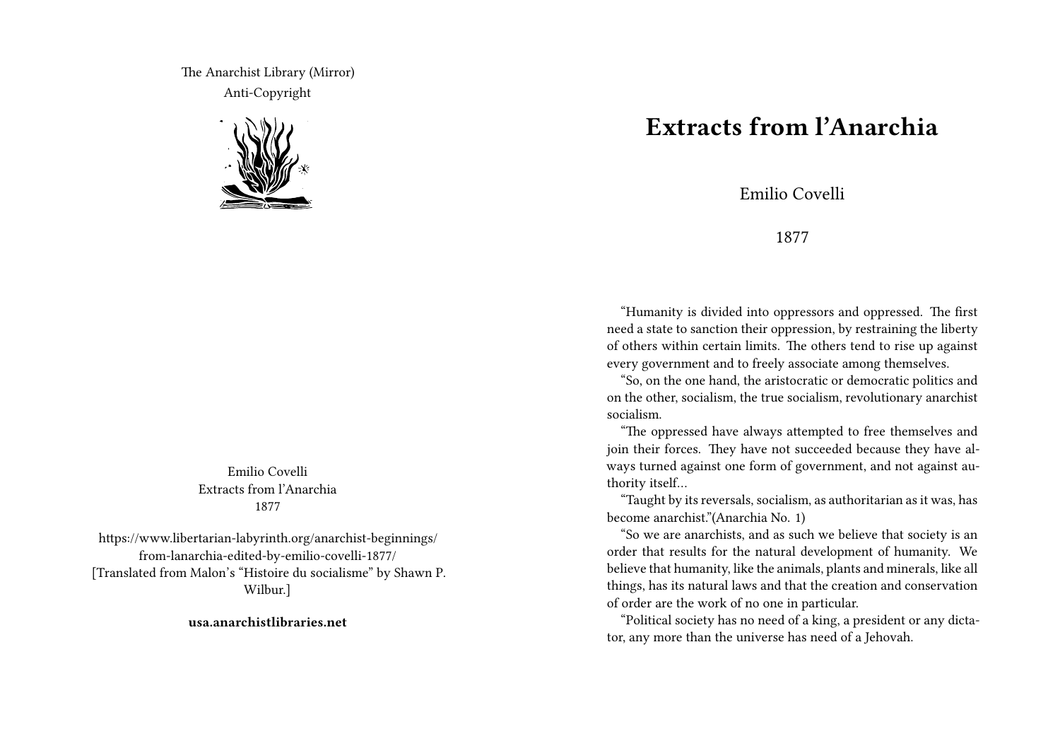The Anarchist Library (Mirror)
Anti-Copyright

Emilio Covelli
Extracts from l'Anarchia
1877

https://www.libertarian-labyrinth.org/anarchist-beginnings/from-lanarchia-edited-by-emilio-covelli-1877/
[Translated from Malon's "Histoire du socialisme" by Shawn P. Wilbur.]

**usa.anarchistlibraries.net**

# Extracts from l'Anarchia

Emilio Covelli

1877

"Humanity is divided into oppressors and oppressed. The first need a state to sanction their oppression, by restraining the liberty of others within certain limits. The others tend to rise up against every government and to freely associate among themselves.

"So, on the one hand, the aristocratic or democratic politics and on the other, socialism, the true socialism, revolutionary anarchist socialism.

"The oppressed have always attempted to free themselves and join their forces. They have not succeeded because they have always turned against one form of government, and not against authority itself…

"Taught by its reversals, socialism, as authoritarian as it was, has become anarchist."(Anarchia No. 1)

"So we are anarchists, and as such we believe that society is an order that results for the natural development of humanity. We believe that humanity, like the animals, plants and minerals, like all things, has its natural laws and that the creation and conservation of order are the work of no one in particular.

"Political society has no need of a king, a president or any dictator, any more than the universe has need of a Jehovah.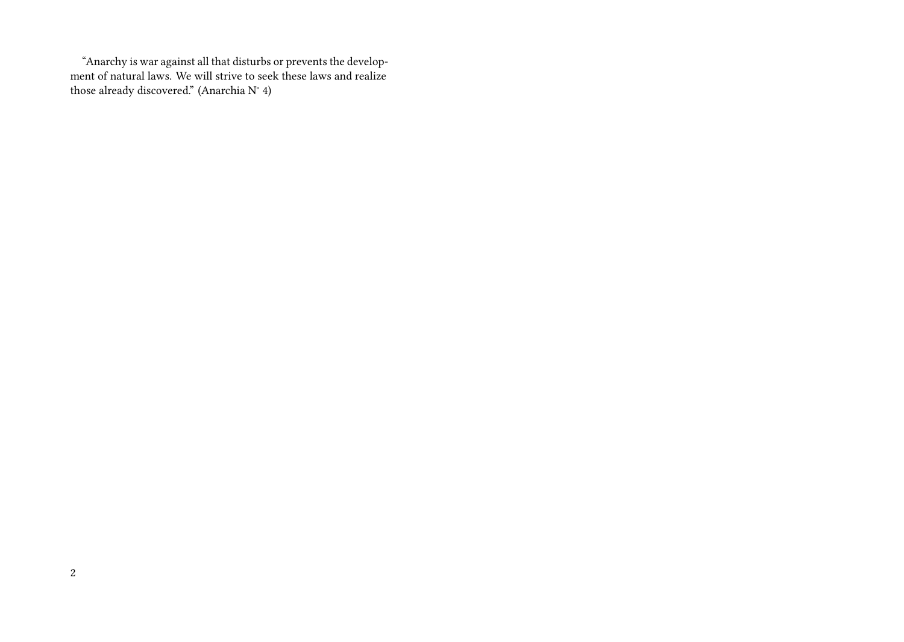"Anarchy is war against all that disturbs or prevents the development of natural laws. We will strive to seek these laws and realize those already discovered." (Anarchia N° 4)